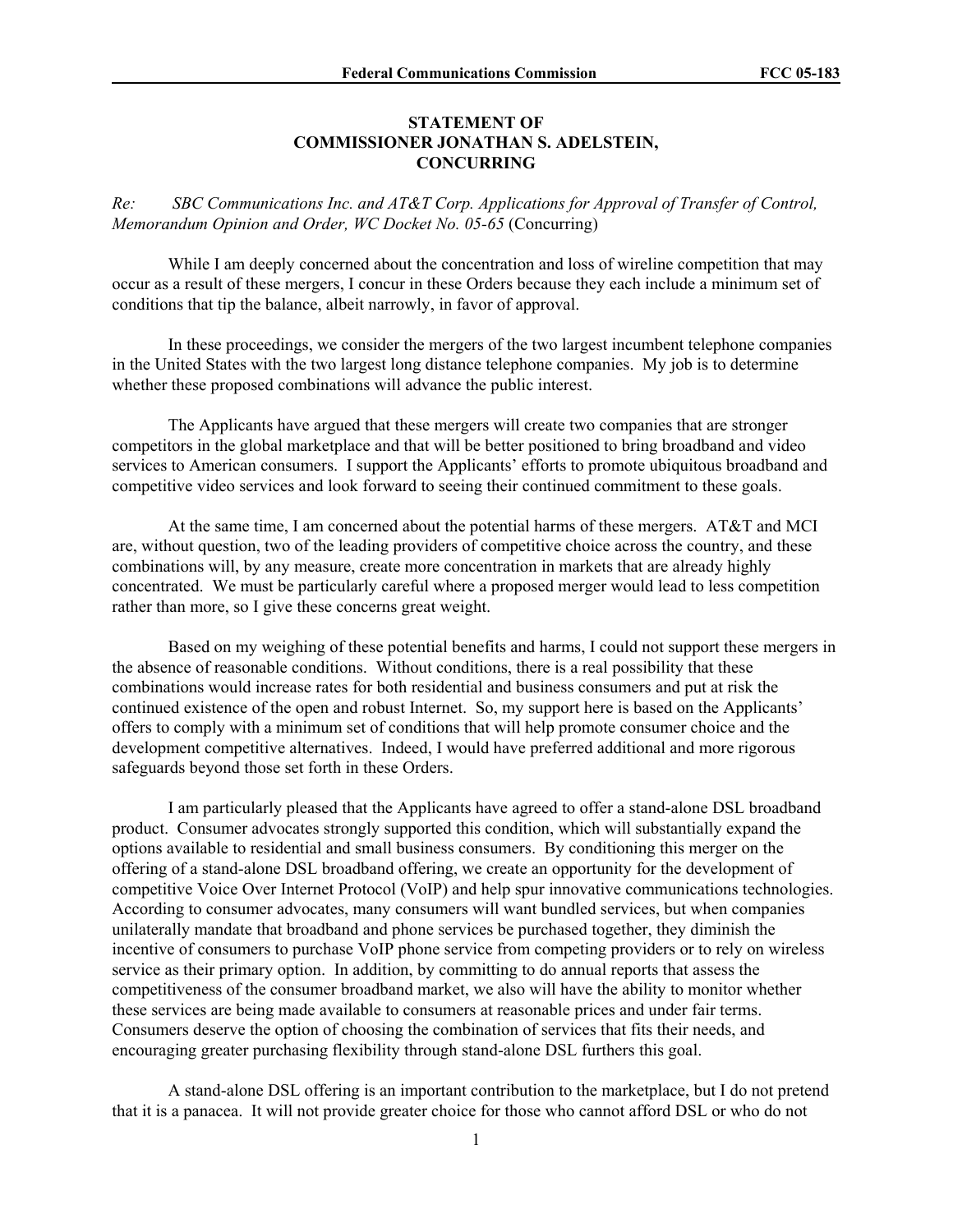**STATEMENT OF**
**COMMISSIONER JONATHAN S. ADELSTEIN,**
**CONCURRING**

*Re: SBC Communications Inc. and AT&T Corp. Applications for Approval of Transfer of Control, Memorandum Opinion and Order, WC Docket No. 05-65* (Concurring)

While I am deeply concerned about the concentration and loss of wireline competition that may occur as a result of these mergers, I concur in these Orders because they each include a minimum set of conditions that tip the balance, albeit narrowly, in favor of approval.

In these proceedings, we consider the mergers of the two largest incumbent telephone companies in the United States with the two largest long distance telephone companies. My job is to determine whether these proposed combinations will advance the public interest.

The Applicants have argued that these mergers will create two companies that are stronger competitors in the global marketplace and that will be better positioned to bring broadband and video services to American consumers. I support the Applicants' efforts to promote ubiquitous broadband and competitive video services and look forward to seeing their continued commitment to these goals.

At the same time, I am concerned about the potential harms of these mergers. AT&T and MCI are, without question, two of the leading providers of competitive choice across the country, and these combinations will, by any measure, create more concentration in markets that are already highly concentrated. We must be particularly careful where a proposed merger would lead to less competition rather than more, so I give these concerns great weight.

Based on my weighing of these potential benefits and harms, I could not support these mergers in the absence of reasonable conditions. Without conditions, there is a real possibility that these combinations would increase rates for both residential and business consumers and put at risk the continued existence of the open and robust Internet. So, my support here is based on the Applicants' offers to comply with a minimum set of conditions that will help promote consumer choice and the development competitive alternatives. Indeed, I would have preferred additional and more rigorous safeguards beyond those set forth in these Orders.

I am particularly pleased that the Applicants have agreed to offer a stand-alone DSL broadband product. Consumer advocates strongly supported this condition, which will substantially expand the options available to residential and small business consumers. By conditioning this merger on the offering of a stand-alone DSL broadband offering, we create an opportunity for the development of competitive Voice Over Internet Protocol (VoIP) and help spur innovative communications technologies. According to consumer advocates, many consumers will want bundled services, but when companies unilaterally mandate that broadband and phone services be purchased together, they diminish the incentive of consumers to purchase VoIP phone service from competing providers or to rely on wireless service as their primary option. In addition, by committing to do annual reports that assess the competitiveness of the consumer broadband market, we also will have the ability to monitor whether these services are being made available to consumers at reasonable prices and under fair terms. Consumers deserve the option of choosing the combination of services that fits their needs, and encouraging greater purchasing flexibility through stand-alone DSL furthers this goal.

A stand-alone DSL offering is an important contribution to the marketplace, but I do not pretend that it is a panacea. It will not provide greater choice for those who cannot afford DSL or who do not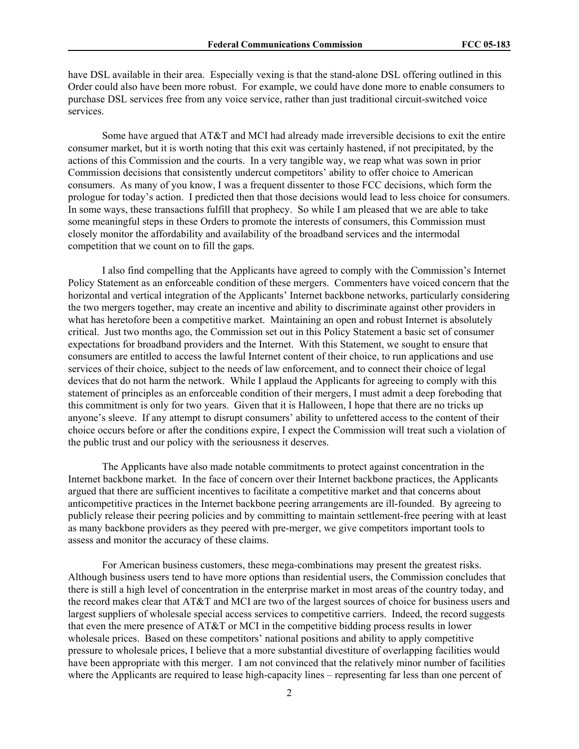have DSL available in their area. Especially vexing is that the stand-alone DSL offering outlined in this Order could also have been more robust. For example, we could have done more to enable consumers to purchase DSL services free from any voice service, rather than just traditional circuit-switched voice services.

Some have argued that AT&T and MCI had already made irreversible decisions to exit the entire consumer market, but it is worth noting that this exit was certainly hastened, if not precipitated, by the actions of this Commission and the courts. In a very tangible way, we reap what was sown in prior Commission decisions that consistently undercut competitors' ability to offer choice to American consumers. As many of you know, I was a frequent dissenter to those FCC decisions, which form the prologue for today's action. I predicted then that those decisions would lead to less choice for consumers. In some ways, these transactions fulfill that prophecy. So while I am pleased that we are able to take some meaningful steps in these Orders to promote the interests of consumers, this Commission must closely monitor the affordability and availability of the broadband services and the intermodal competition that we count on to fill the gaps.

I also find compelling that the Applicants have agreed to comply with the Commission's Internet Policy Statement as an enforceable condition of these mergers. Commenters have voiced concern that the horizontal and vertical integration of the Applicants' Internet backbone networks, particularly considering the two mergers together, may create an incentive and ability to discriminate against other providers in what has heretofore been a competitive market. Maintaining an open and robust Internet is absolutely critical. Just two months ago, the Commission set out in this Policy Statement a basic set of consumer expectations for broadband providers and the Internet. With this Statement, we sought to ensure that consumers are entitled to access the lawful Internet content of their choice, to run applications and use services of their choice, subject to the needs of law enforcement, and to connect their choice of legal devices that do not harm the network. While I applaud the Applicants for agreeing to comply with this statement of principles as an enforceable condition of their mergers, I must admit a deep foreboding that this commitment is only for two years. Given that it is Halloween, I hope that there are no tricks up anyone's sleeve. If any attempt to disrupt consumers' ability to unfettered access to the content of their choice occurs before or after the conditions expire, I expect the Commission will treat such a violation of the public trust and our policy with the seriousness it deserves.

The Applicants have also made notable commitments to protect against concentration in the Internet backbone market. In the face of concern over their Internet backbone practices, the Applicants argued that there are sufficient incentives to facilitate a competitive market and that concerns about anticompetitive practices in the Internet backbone peering arrangements are ill-founded. By agreeing to publicly release their peering policies and by committing to maintain settlement-free peering with at least as many backbone providers as they peered with pre-merger, we give competitors important tools to assess and monitor the accuracy of these claims.

For American business customers, these mega-combinations may present the greatest risks. Although business users tend to have more options than residential users, the Commission concludes that there is still a high level of concentration in the enterprise market in most areas of the country today, and the record makes clear that AT&T and MCI are two of the largest sources of choice for business users and largest suppliers of wholesale special access services to competitive carriers. Indeed, the record suggests that even the mere presence of AT&T or MCI in the competitive bidding process results in lower wholesale prices. Based on these competitors' national positions and ability to apply competitive pressure to wholesale prices, I believe that a more substantial divestiture of overlapping facilities would have been appropriate with this merger. I am not convinced that the relatively minor number of facilities where the Applicants are required to lease high-capacity lines – representing far less than one percent of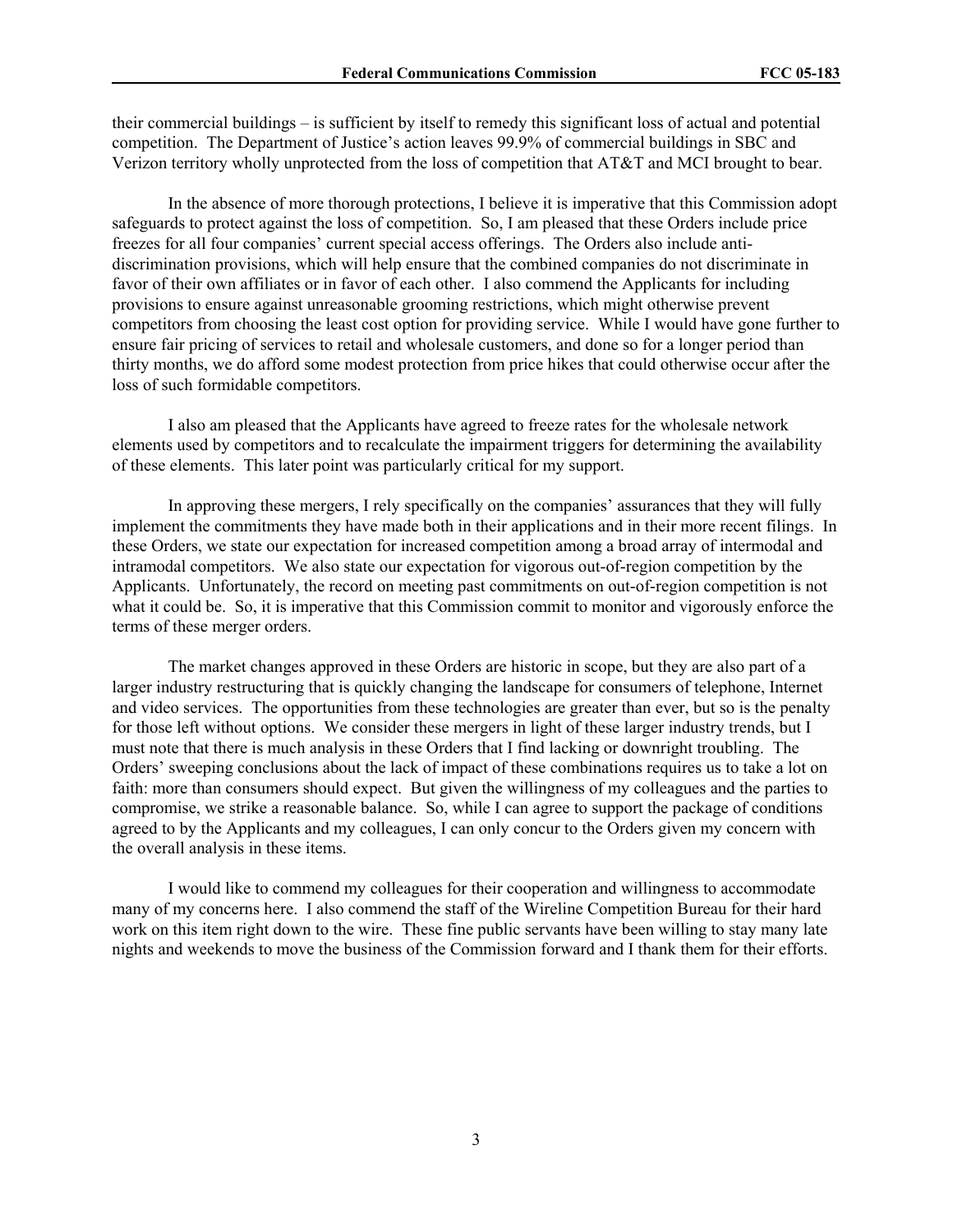their commercial buildings – is sufficient by itself to remedy this significant loss of actual and potential competition. The Department of Justice's action leaves 99.9% of commercial buildings in SBC and Verizon territory wholly unprotected from the loss of competition that AT&T and MCI brought to bear.

In the absence of more thorough protections, I believe it is imperative that this Commission adopt safeguards to protect against the loss of competition. So, I am pleased that these Orders include price freezes for all four companies' current special access offerings. The Orders also include anti-discrimination provisions, which will help ensure that the combined companies do not discriminate in favor of their own affiliates or in favor of each other. I also commend the Applicants for including provisions to ensure against unreasonable grooming restrictions, which might otherwise prevent competitors from choosing the least cost option for providing service. While I would have gone further to ensure fair pricing of services to retail and wholesale customers, and done so for a longer period than thirty months, we do afford some modest protection from price hikes that could otherwise occur after the loss of such formidable competitors.

I also am pleased that the Applicants have agreed to freeze rates for the wholesale network elements used by competitors and to recalculate the impairment triggers for determining the availability of these elements. This later point was particularly critical for my support.

In approving these mergers, I rely specifically on the companies' assurances that they will fully implement the commitments they have made both in their applications and in their more recent filings. In these Orders, we state our expectation for increased competition among a broad array of intermodal and intramodal competitors. We also state our expectation for vigorous out-of-region competition by the Applicants. Unfortunately, the record on meeting past commitments on out-of-region competition is not what it could be. So, it is imperative that this Commission commit to monitor and vigorously enforce the terms of these merger orders.

The market changes approved in these Orders are historic in scope, but they are also part of a larger industry restructuring that is quickly changing the landscape for consumers of telephone, Internet and video services. The opportunities from these technologies are greater than ever, but so is the penalty for those left without options. We consider these mergers in light of these larger industry trends, but I must note that there is much analysis in these Orders that I find lacking or downright troubling. The Orders' sweeping conclusions about the lack of impact of these combinations requires us to take a lot on faith: more than consumers should expect. But given the willingness of my colleagues and the parties to compromise, we strike a reasonable balance. So, while I can agree to support the package of conditions agreed to by the Applicants and my colleagues, I can only concur to the Orders given my concern with the overall analysis in these items.

I would like to commend my colleagues for their cooperation and willingness to accommodate many of my concerns here. I also commend the staff of the Wireline Competition Bureau for their hard work on this item right down to the wire. These fine public servants have been willing to stay many late nights and weekends to move the business of the Commission forward and I thank them for their efforts.